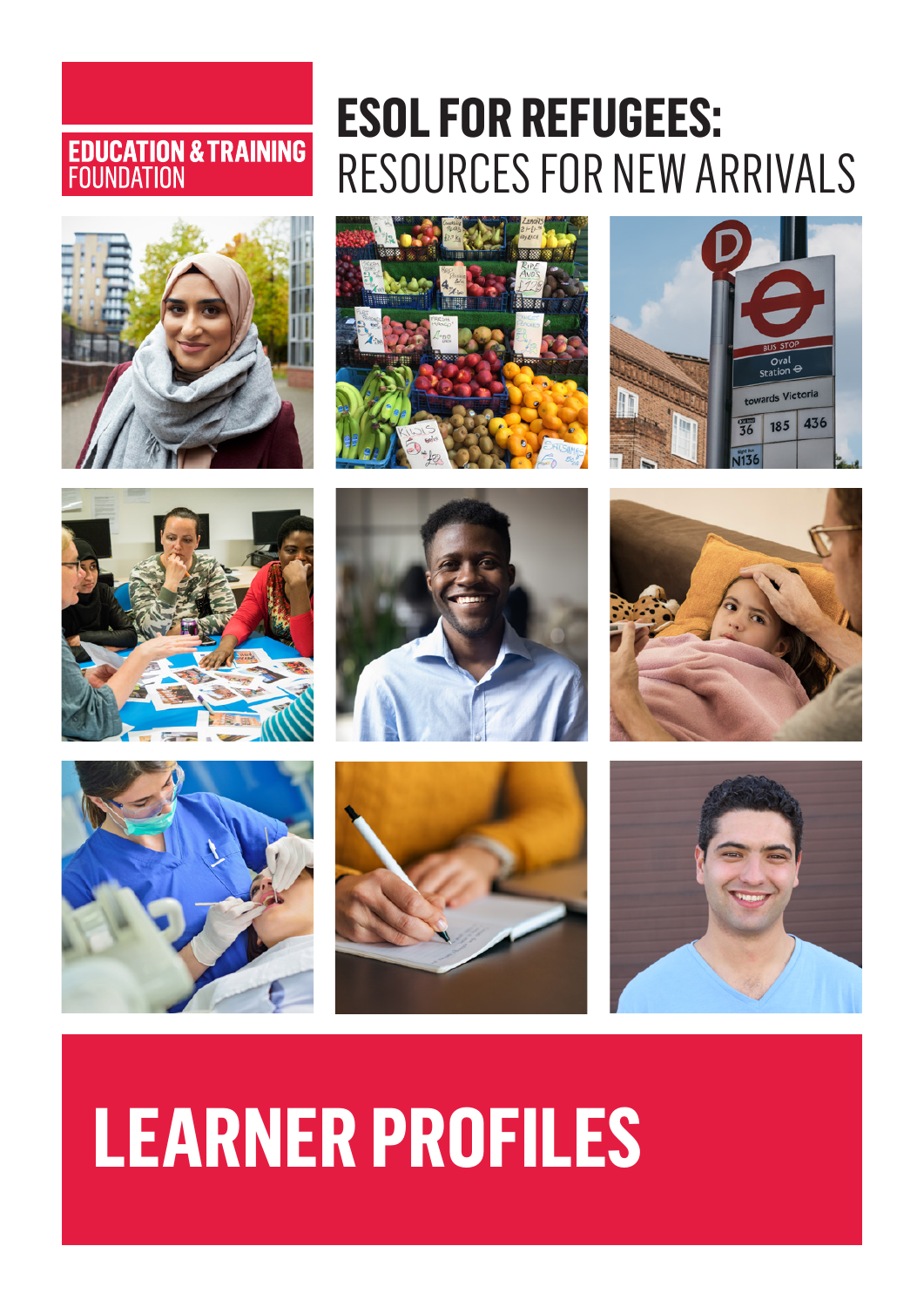EDUCATION & TRAINING FOUNDATION

# ESOL FOR REFUGEES: RESOURCES FOR NEW ARRIVALS

# LEARNER PROFILES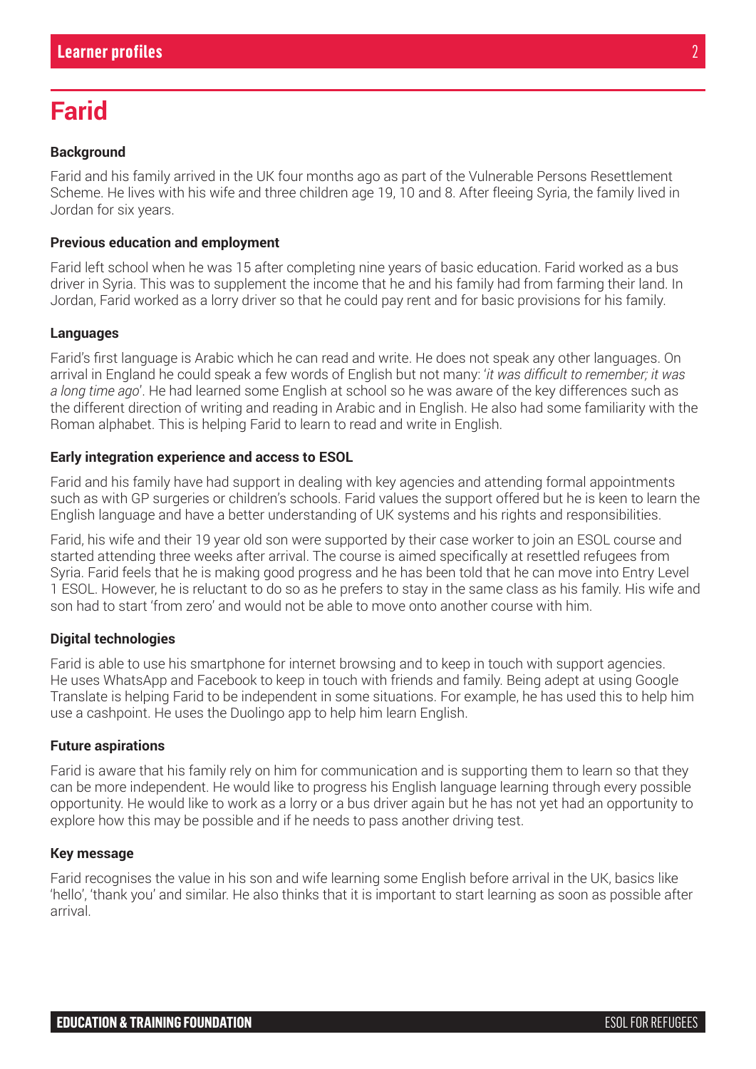# Farid

**Background**

Farid and his family arrived in the UK four months ago as part of the Vulnerable Persons Resettlement Scheme. He lives with his wife and three children age 19, 10 and 8. After fleeing Syria, the family lived in Jordan for six years.

**Previous education and employment**

Farid left school when he was 15 after completing nine years of basic education. Farid worked as a bus driver in Syria. This was to supplement the income that he and his family had from farming their land. In Jordan, Farid worked as a lorry driver so that he could pay rent and for basic provisions for his family.

**Languages**

Farid's first language is Arabic which he can read and write. He does not speak any other languages. On arrival in England he could speak a few words of English but not many: '*it was difficult to remember; it was a long time ago*'. He had learned some English at school so he was aware of the key differences such as the different direction of writing and reading in Arabic and in English. He also had some familiarity with the Roman alphabet. This is helping Farid to learn to read and write in English.

**Early integration experience and access to ESOL**

Farid and his family have had support in dealing with key agencies and attending formal appointments such as with GP surgeries or children's schools. Farid values the support offered but he is keen to learn the English language and have a better understanding of UK systems and his rights and responsibilities.

Farid, his wife and their 19 year old son were supported by their case worker to join an ESOL course and started attending three weeks after arrival. The course is aimed specifically at resettled refugees from Syria. Farid feels that he is making good progress and he has been told that he can move into Entry Level 1 ESOL. However, he is reluctant to do so as he prefers to stay in the same class as his family. His wife and son had to start 'from zero' and would not be able to move onto another course with him.

**Digital technologies**

Farid is able to use his smartphone for internet browsing and to keep in touch with support agencies. He uses WhatsApp and Facebook to keep in touch with friends and family. Being adept at using Google Translate is helping Farid to be independent in some situations. For example, he has used this to help him use a cashpoint. He uses the Duolingo app to help him learn English.

**Future aspirations**

Farid is aware that his family rely on him for communication and is supporting them to learn so that they can be more independent. He would like to progress his English language learning through every possible opportunity. He would like to work as a lorry or a bus driver again but he has not yet had an opportunity to explore how this may be possible and if he needs to pass another driving test.

**Key message**

Farid recognises the value in his son and wife learning some English before arrival in the UK, basics like 'hello', 'thank you' and similar. He also thinks that it is important to start learning as soon as possible after arrival.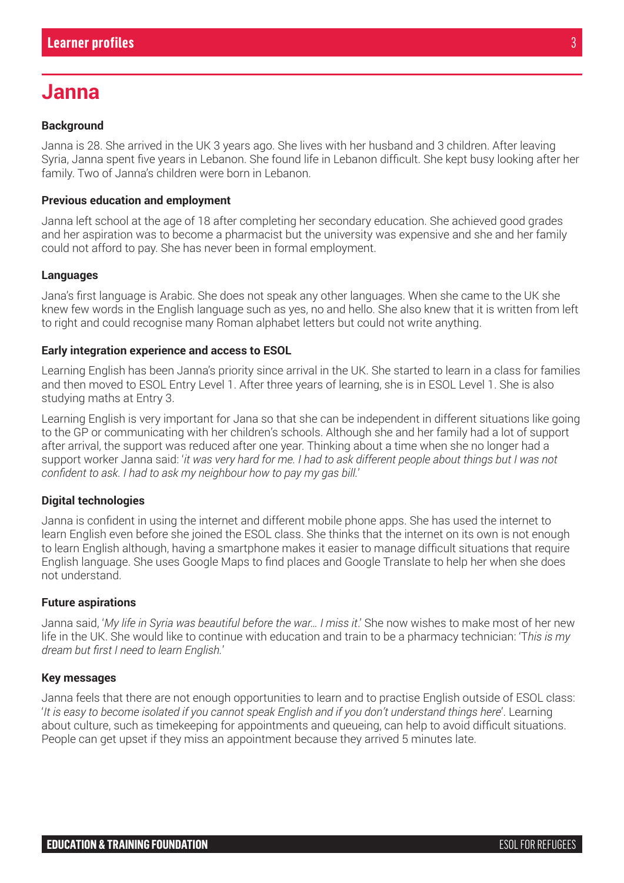# Janna

### Background

Janna is 28. She arrived in the UK 3 years ago. She lives with her husband and 3 children. After leaving Syria, Janna spent five years in Lebanon. She found life in Lebanon difficult. She kept busy looking after her family. Two of Janna's children were born in Lebanon.

### Previous education and employment

Janna left school at the age of 18 after completing her secondary education. She achieved good grades and her aspiration was to become a pharmacist but the university was expensive and she and her family could not afford to pay. She has never been in formal employment.

### Languages

Jana's first language is Arabic. She does not speak any other languages. When she came to the UK she knew few words in the English language such as yes, no and hello. She also knew that it is written from left to right and could recognise many Roman alphabet letters but could not write anything.

### Early integration experience and access to ESOL

Learning English has been Janna's priority since arrival in the UK. She started to learn in a class for families and then moved to ESOL Entry Level 1. After three years of learning, she is in ESOL Level 1. She is also studying maths at Entry 3.

Learning English is very important for Jana so that she can be independent in different situations like going to the GP or communicating with her children's schools. Although she and her family had a lot of support after arrival, the support was reduced after one year. Thinking about a time when she no longer had a support worker Janna said: '*it was very hard for me. I had to ask different people about things but I was not confident to ask. I had to ask my neighbour how to pay my gas bill.*'

### Digital technologies

Janna is confident in using the internet and different mobile phone apps. She has used the internet to learn English even before she joined the ESOL class. She thinks that the internet on its own is not enough to learn English although, having a smartphone makes it easier to manage difficult situations that require English language. She uses Google Maps to find places and Google Translate to help her when she does not understand.

### Future aspirations

Janna said, '*My life in Syria was beautiful before the war… I miss it*.' She now wishes to make most of her new life in the UK. She would like to continue with education and train to be a pharmacy technician: 'T*his is my dream but first I need to learn English.*'

### Key messages

Janna feels that there are not enough opportunities to learn and to practise English outside of ESOL class: '*It is easy to become isolated if you cannot speak English and if you don't understand things here*'. Learning about culture, such as timekeeping for appointments and queueing, can help to avoid difficult situations. People can get upset if they miss an appointment because they arrived 5 minutes late.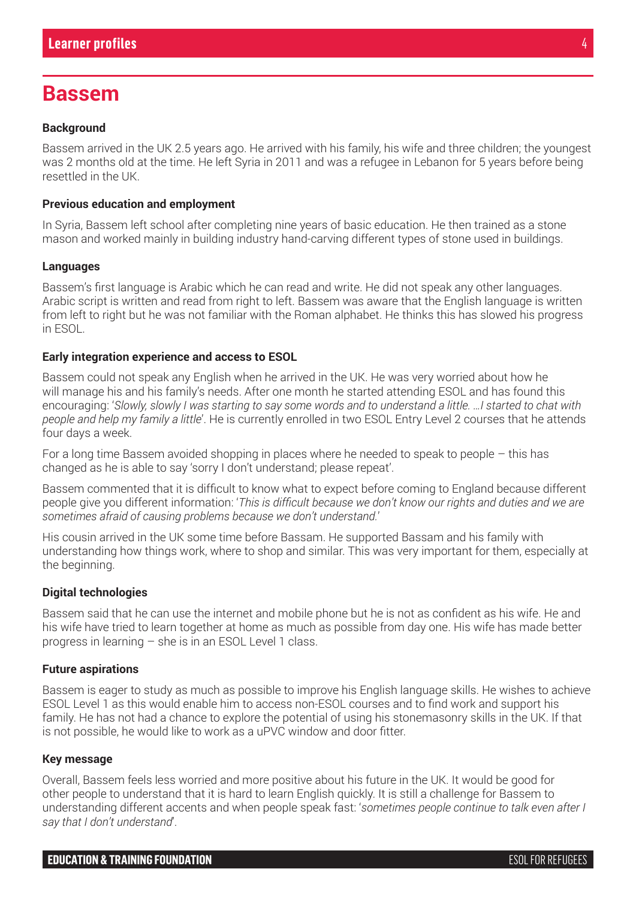# Bassem

**Background**

Bassem arrived in the UK 2.5 years ago. He arrived with his family, his wife and three children; the youngest was 2 months old at the time. He left Syria in 2011 and was a refugee in Lebanon for 5 years before being resettled in the UK.

**Previous education and employment**

In Syria, Bassem left school after completing nine years of basic education. He then trained as a stone mason and worked mainly in building industry hand-carving different types of stone used in buildings.

**Languages**

Bassem's first language is Arabic which he can read and write. He did not speak any other languages. Arabic script is written and read from right to left. Bassem was aware that the English language is written from left to right but he was not familiar with the Roman alphabet. He thinks this has slowed his progress in ESOL.

**Early integration experience and access to ESOL**

Bassem could not speak any English when he arrived in the UK. He was very worried about how he will manage his and his family's needs. After one month he started attending ESOL and has found this encouraging: '*Slowly, slowly I was starting to say some words and to understand a little. …I started to chat with people and help my family a little*'. He is currently enrolled in two ESOL Entry Level 2 courses that he attends four days a week.

For a long time Bassem avoided shopping in places where he needed to speak to people – this has changed as he is able to say 'sorry I don't understand; please repeat'.

Bassem commented that it is difficult to know what to expect before coming to England because different people give you different information: '*This is difficult because we don't know our rights and duties and we are sometimes afraid of causing problems because we don't understand.*'

His cousin arrived in the UK some time before Bassam. He supported Bassam and his family with understanding how things work, where to shop and similar. This was very important for them, especially at the beginning.

**Digital technologies**

Bassem said that he can use the internet and mobile phone but he is not as confident as his wife. He and his wife have tried to learn together at home as much as possible from day one. His wife has made better progress in learning – she is in an ESOL Level 1 class.

**Future aspirations**

Bassem is eager to study as much as possible to improve his English language skills. He wishes to achieve ESOL Level 1 as this would enable him to access non-ESOL courses and to find work and support his family. He has not had a chance to explore the potential of using his stonemasonry skills in the UK. If that is not possible, he would like to work as a uPVC window and door fitter.

**Key message**

Overall, Bassem feels less worried and more positive about his future in the UK. It would be good for other people to understand that it is hard to learn English quickly. It is still a challenge for Bassem to understanding different accents and when people speak fast: '*sometimes people continue to talk even after I say that I don't understand*'.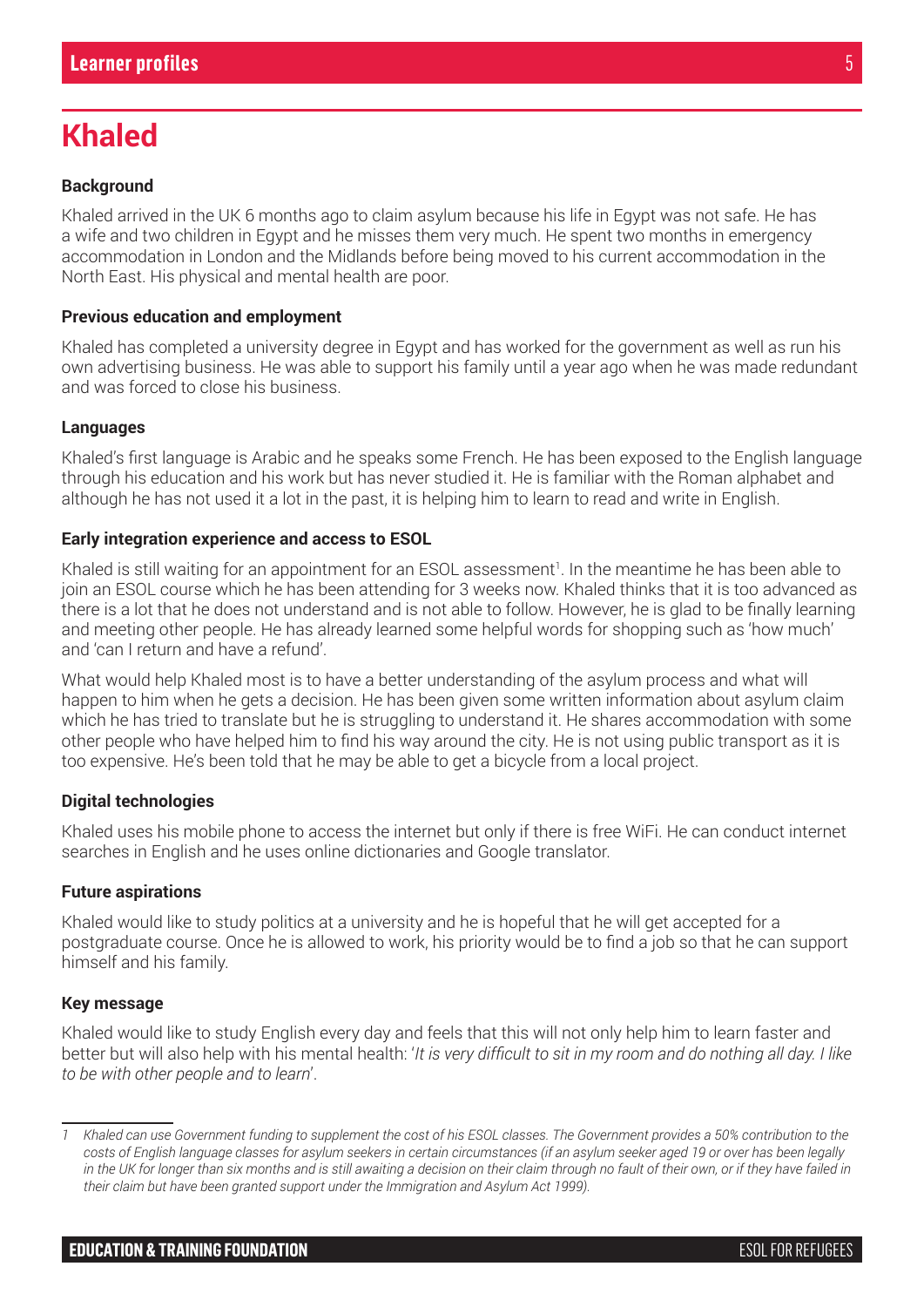# Khaled

**Background**

Khaled arrived in the UK 6 months ago to claim asylum because his life in Egypt was not safe. He has a wife and two children in Egypt and he misses them very much. He spent two months in emergency accommodation in London and the Midlands before being moved to his current accommodation in the North East. His physical and mental health are poor.

**Previous education and employment**

Khaled has completed a university degree in Egypt and has worked for the government as well as run his own advertising business. He was able to support his family until a year ago when he was made redundant and was forced to close his business.

**Languages**

Khaled's first language is Arabic and he speaks some French. He has been exposed to the English language through his education and his work but has never studied it. He is familiar with the Roman alphabet and although he has not used it a lot in the past, it is helping him to learn to read and write in English.

**Early integration experience and access to ESOL**

Khaled is still waiting for an appointment for an ESOL assessment[1]. In the meantime he has been able to join an ESOL course which he has been attending for 3 weeks now. Khaled thinks that it is too advanced as there is a lot that he does not understand and is not able to follow. However, he is glad to be finally learning and meeting other people. He has already learned some helpful words for shopping such as 'how much' and 'can I return and have a refund'.

What would help Khaled most is to have a better understanding of the asylum process and what will happen to him when he gets a decision. He has been given some written information about asylum claim which he has tried to translate but he is struggling to understand it. He shares accommodation with some other people who have helped him to find his way around the city. He is not using public transport as it is too expensive. He's been told that he may be able to get a bicycle from a local project.

**Digital technologies**

Khaled uses his mobile phone to access the internet but only if there is free WiFi. He can conduct internet searches in English and he uses online dictionaries and Google translator.

**Future aspirations**

Khaled would like to study politics at a university and he is hopeful that he will get accepted for a postgraduate course. Once he is allowed to work, his priority would be to find a job so that he can support himself and his family.

**Key message**

Khaled would like to study English every day and feels that this will not only help him to learn faster and better but will also help with his mental health: '*It is very difficult to sit in my room and do nothing all day. I like to be with other people and to learn*'.

---

*1 Khaled can use Government funding to supplement the cost of his ESOL classes. The Government provides a 50% contribution to the costs of English language classes for asylum seekers in certain circumstances (if an asylum seeker aged 19 or over has been legally in the UK for longer than six months and is still awaiting a decision on their claim through no fault of their own, or if they have failed in their claim but have been granted support under the Immigration and Asylum Act 1999).*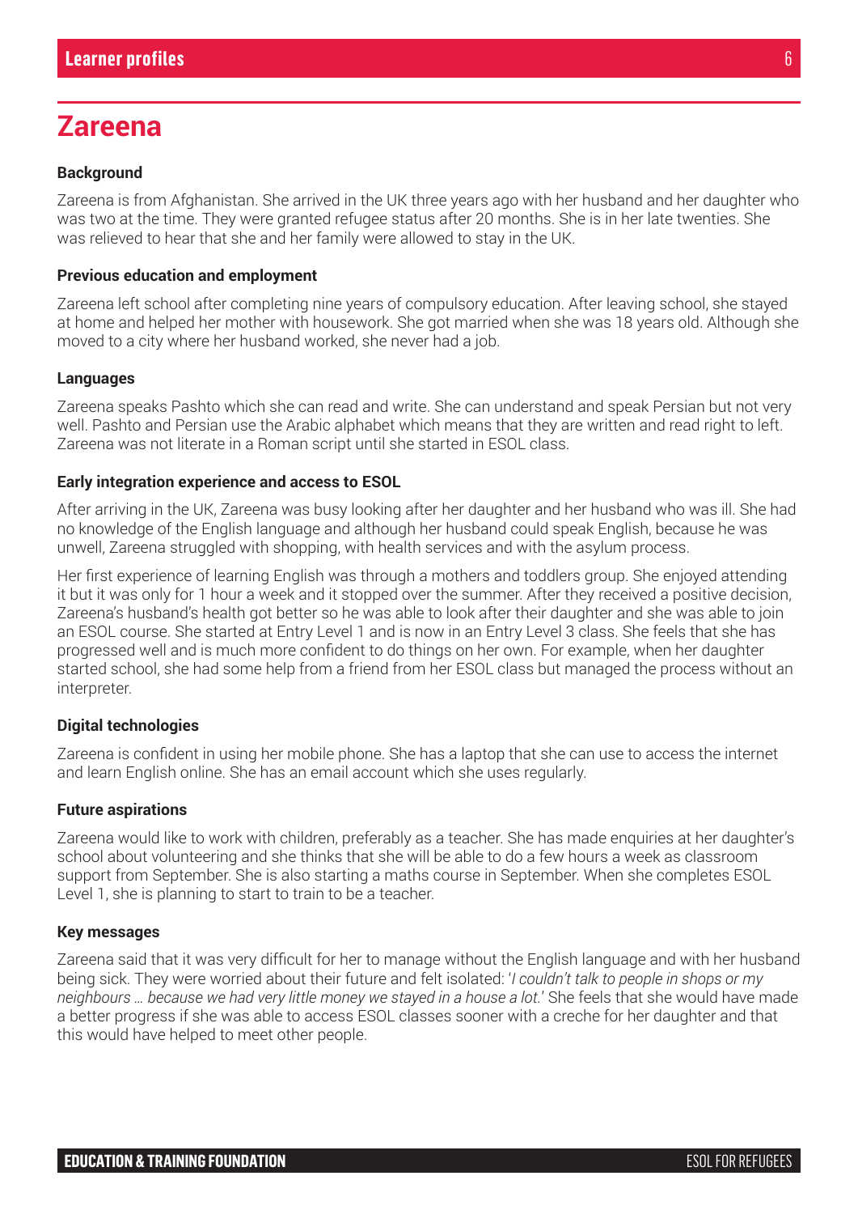# Zareena

**Background**

Zareena is from Afghanistan. She arrived in the UK three years ago with her husband and her daughter who was two at the time. They were granted refugee status after 20 months. She is in her late twenties. She was relieved to hear that she and her family were allowed to stay in the UK.

**Previous education and employment**

Zareena left school after completing nine years of compulsory education. After leaving school, she stayed at home and helped her mother with housework. She got married when she was 18 years old. Although she moved to a city where her husband worked, she never had a job.

**Languages**

Zareena speaks Pashto which she can read and write. She can understand and speak Persian but not very well. Pashto and Persian use the Arabic alphabet which means that they are written and read right to left. Zareena was not literate in a Roman script until she started in ESOL class.

**Early integration experience and access to ESOL**

After arriving in the UK, Zareena was busy looking after her daughter and her husband who was ill. She had no knowledge of the English language and although her husband could speak English, because he was unwell, Zareena struggled with shopping, with health services and with the asylum process.

Her first experience of learning English was through a mothers and toddlers group. She enjoyed attending it but it was only for 1 hour a week and it stopped over the summer. After they received a positive decision, Zareena's husband's health got better so he was able to look after their daughter and she was able to join an ESOL course. She started at Entry Level 1 and is now in an Entry Level 3 class. She feels that she has progressed well and is much more confident to do things on her own. For example, when her daughter started school, she had some help from a friend from her ESOL class but managed the process without an interpreter.

**Digital technologies**

Zareena is confident in using her mobile phone. She has a laptop that she can use to access the internet and learn English online. She has an email account which she uses regularly.

**Future aspirations**

Zareena would like to work with children, preferably as a teacher. She has made enquiries at her daughter's school about volunteering and she thinks that she will be able to do a few hours a week as classroom support from September. She is also starting a maths course in September. When she completes ESOL Level 1, she is planning to start to train to be a teacher.

**Key messages**

Zareena said that it was very difficult for her to manage without the English language and with her husband being sick. They were worried about their future and felt isolated: '*I couldn't talk to people in shops or my neighbours … because we had very little money we stayed in a house a lot.*' She feels that she would have made a better progress if she was able to access ESOL classes sooner with a creche for her daughter and that this would have helped to meet other people.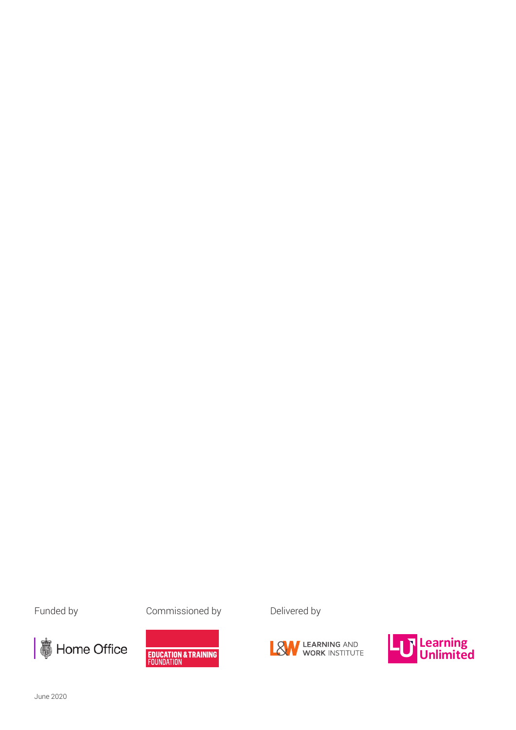Funded by

Home Office

Commissioned by

EDUCATION & TRAINING FOUNDATION

Delivered by

LEARNING AND WORK INSTITUTE

Learning Unlimited

June 2020